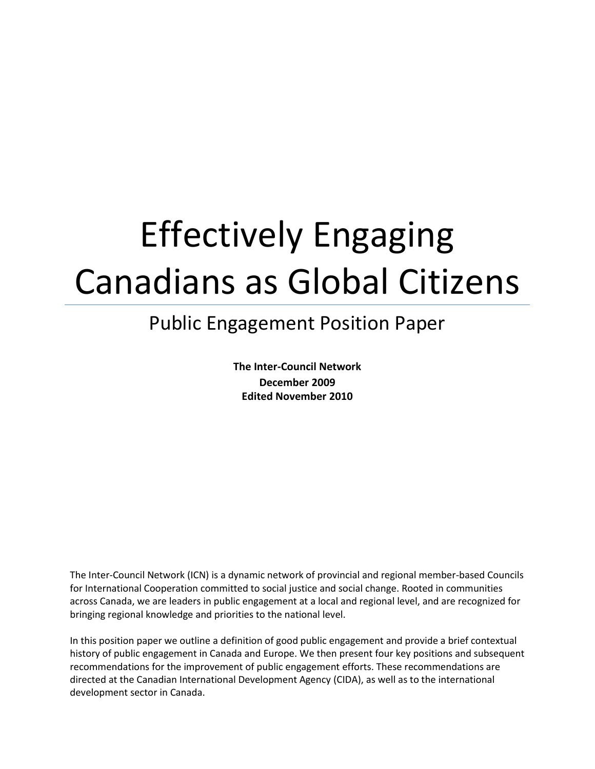# Effectively Engaging Canadians as Global Citizens

## Public Engagement Position Paper

**The Inter-Council Network**
**December 2009**
**Edited November 2010**

The Inter-Council Network (ICN) is a dynamic network of provincial and regional member-based Councils for International Cooperation committed to social justice and social change. Rooted in communities across Canada, we are leaders in public engagement at a local and regional level, and are recognized for bringing regional knowledge and priorities to the national level.

In this position paper we outline a definition of good public engagement and provide a brief contextual history of public engagement in Canada and Europe. We then present four key positions and subsequent recommendations for the improvement of public engagement efforts. These recommendations are directed at the Canadian International Development Agency (CIDA), as well as to the international development sector in Canada.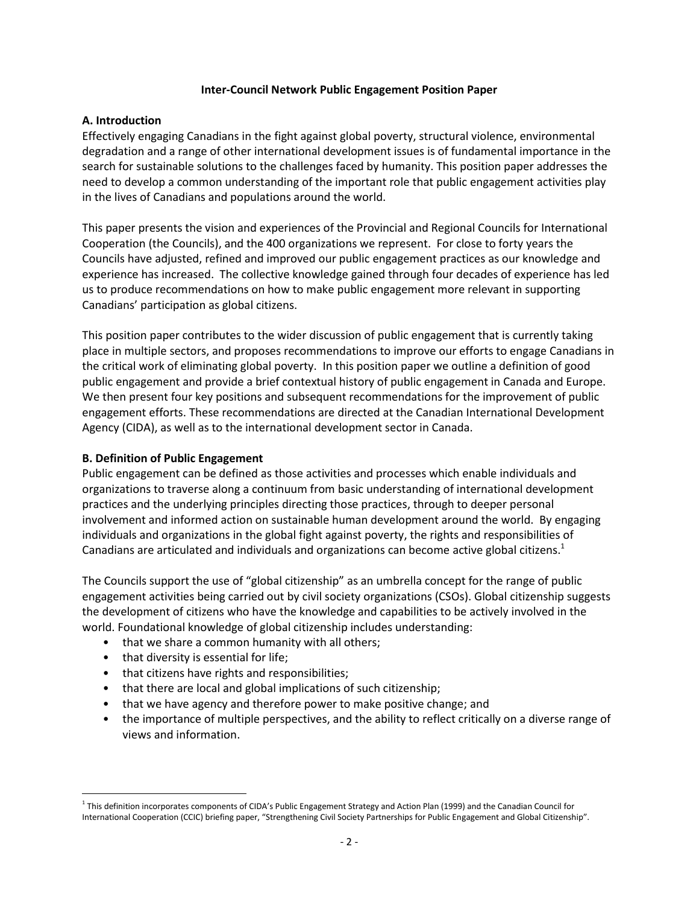**Inter-Council Network Public Engagement Position Paper**

**A. Introduction**

Effectively engaging Canadians in the fight against global poverty, structural violence, environmental degradation and a range of other international development issues is of fundamental importance in the search for sustainable solutions to the challenges faced by humanity. This position paper addresses the need to develop a common understanding of the important role that public engagement activities play in the lives of Canadians and populations around the world.

This paper presents the vision and experiences of the Provincial and Regional Councils for International Cooperation (the Councils), and the 400 organizations we represent. For close to forty years the Councils have adjusted, refined and improved our public engagement practices as our knowledge and experience has increased. The collective knowledge gained through four decades of experience has led us to produce recommendations on how to make public engagement more relevant in supporting Canadians' participation as global citizens.

This position paper contributes to the wider discussion of public engagement that is currently taking place in multiple sectors, and proposes recommendations to improve our efforts to engage Canadians in the critical work of eliminating global poverty. In this position paper we outline a definition of good public engagement and provide a brief contextual history of public engagement in Canada and Europe. We then present four key positions and subsequent recommendations for the improvement of public engagement efforts. These recommendations are directed at the Canadian International Development Agency (CIDA), as well as to the international development sector in Canada.

**B. Definition of Public Engagement**

Public engagement can be defined as those activities and processes which enable individuals and organizations to traverse along a continuum from basic understanding of international development practices and the underlying principles directing those practices, through to deeper personal involvement and informed action on sustainable human development around the world. By engaging individuals and organizations in the global fight against poverty, the rights and responsibilities of Canadians are articulated and individuals and organizations can become active global citizens.[1]

The Councils support the use of "global citizenship" as an umbrella concept for the range of public engagement activities being carried out by civil society organizations (CSOs). Global citizenship suggests the development of citizens who have the knowledge and capabilities to be actively involved in the world. Foundational knowledge of global citizenship includes understanding:

- that we share a common humanity with all others;
- that diversity is essential for life;
- that citizens have rights and responsibilities;
- that there are local and global implications of such citizenship;
- that we have agency and therefore power to make positive change; and
- the importance of multiple perspectives, and the ability to reflect critically on a diverse range of views and information.

[1] This definition incorporates components of CIDA's Public Engagement Strategy and Action Plan (1999) and the Canadian Council for International Cooperation (CCIC) briefing paper, "Strengthening Civil Society Partnerships for Public Engagement and Global Citizenship".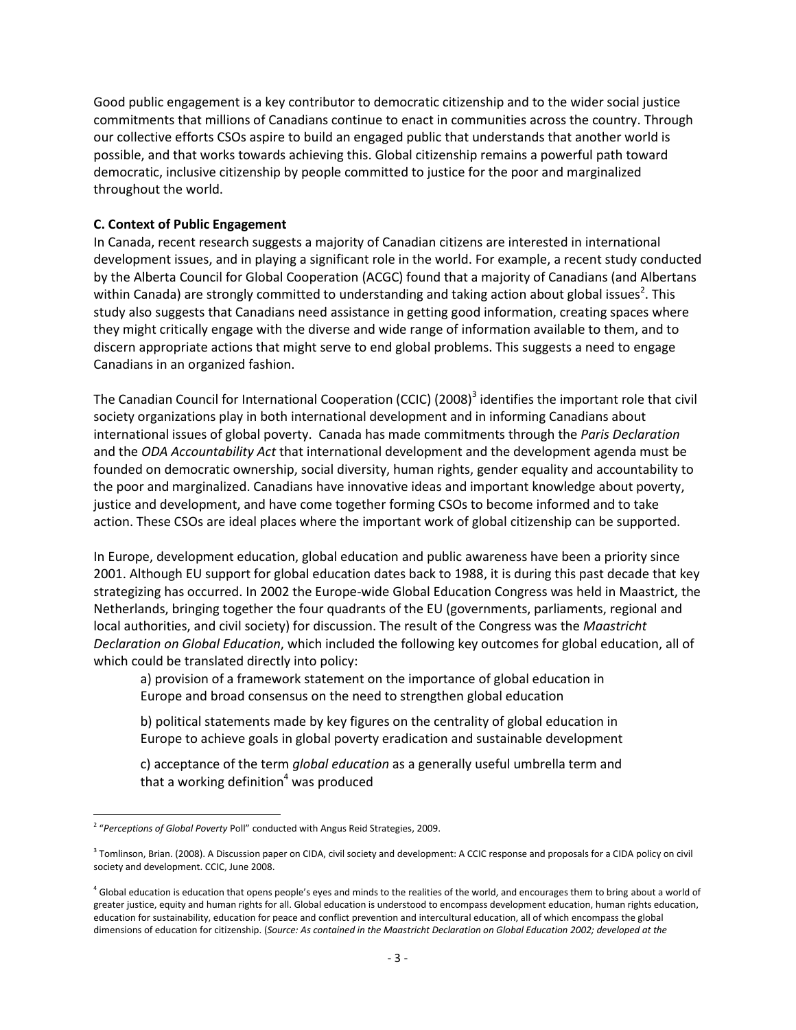Good public engagement is a key contributor to democratic citizenship and to the wider social justice commitments that millions of Canadians continue to enact in communities across the country. Through our collective efforts CSOs aspire to build an engaged public that understands that another world is possible, and that works towards achieving this. Global citizenship remains a powerful path toward democratic, inclusive citizenship by people committed to justice for the poor and marginalized throughout the world.

**C. Context of Public Engagement**

In Canada, recent research suggests a majority of Canadian citizens are interested in international development issues, and in playing a significant role in the world. For example, a recent study conducted by the Alberta Council for Global Cooperation (ACGC) found that a majority of Canadians (and Albertans within Canada) are strongly committed to understanding and taking action about global issues[2]. This study also suggests that Canadians need assistance in getting good information, creating spaces where they might critically engage with the diverse and wide range of information available to them, and to discern appropriate actions that might serve to end global problems. This suggests a need to engage Canadians in an organized fashion.

The Canadian Council for International Cooperation (CCIC) (2008)[3] identifies the important role that civil society organizations play in both international development and in informing Canadians about international issues of global poverty. Canada has made commitments through the *Paris Declaration* and the *ODA Accountability Act* that international development and the development agenda must be founded on democratic ownership, social diversity, human rights, gender equality and accountability to the poor and marginalized. Canadians have innovative ideas and important knowledge about poverty, justice and development, and have come together forming CSOs to become informed and to take action. These CSOs are ideal places where the important work of global citizenship can be supported.

In Europe, development education, global education and public awareness have been a priority since 2001. Although EU support for global education dates back to 1988, it is during this past decade that key strategizing has occurred. In 2002 the Europe-wide Global Education Congress was held in Maastrict, the Netherlands, bringing together the four quadrants of the EU (governments, parliaments, regional and local authorities, and civil society) for discussion. The result of the Congress was the *Maastricht Declaration on Global Education*, which included the following key outcomes for global education, all of which could be translated directly into policy:

a) provision of a framework statement on the importance of global education in Europe and broad consensus on the need to strengthen global education

b) political statements made by key figures on the centrality of global education in Europe to achieve goals in global poverty eradication and sustainable development

c) acceptance of the term *global education* as a generally useful umbrella term and that a working definition[4] was produced

---

[2] "*Perceptions of Global Poverty* Poll" conducted with Angus Reid Strategies, 2009.

[3] Tomlinson, Brian. (2008). A Discussion paper on CIDA, civil society and development: A CCIC response and proposals for a CIDA policy on civil society and development. CCIC, June 2008.

[4] Global education is education that opens people's eyes and minds to the realities of the world, and encourages them to bring about a world of greater justice, equity and human rights for all. Global education is understood to encompass development education, human rights education, education for sustainability, education for peace and conflict prevention and intercultural education, all of which encompass the global dimensions of education for citizenship. (*Source: As contained in the Maastricht Declaration on Global Education 2002; developed at the*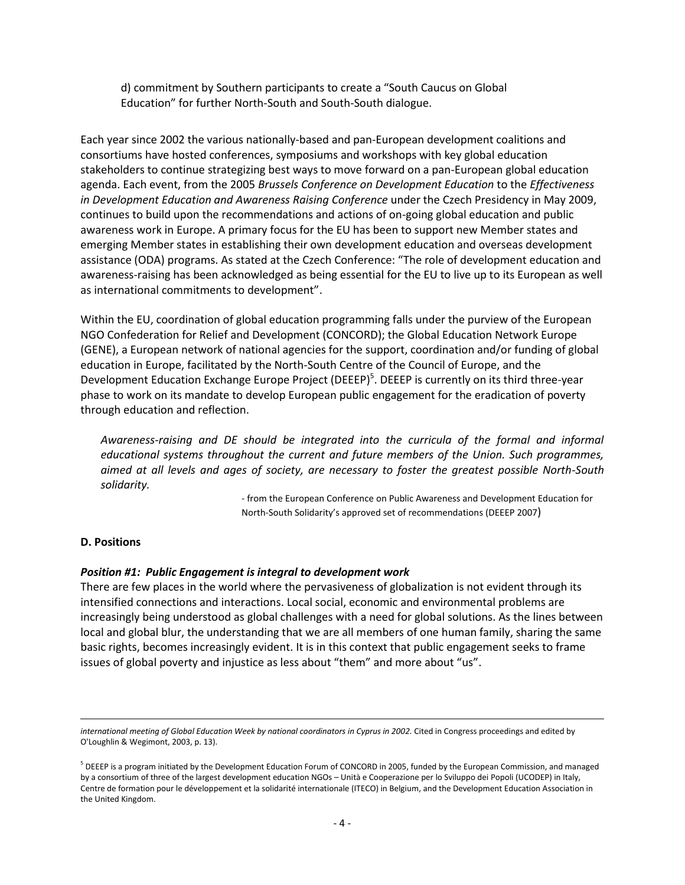d) commitment by Southern participants to create a "South Caucus on Global Education" for further North-South and South-South dialogue.

Each year since 2002 the various nationally-based and pan-European development coalitions and consortiums have hosted conferences, symposiums and workshops with key global education stakeholders to continue strategizing best ways to move forward on a pan-European global education agenda. Each event, from the 2005 *Brussels Conference on Development Education* to the *Effectiveness in Development Education and Awareness Raising Conference* under the Czech Presidency in May 2009, continues to build upon the recommendations and actions of on-going global education and public awareness work in Europe. A primary focus for the EU has been to support new Member states and emerging Member states in establishing their own development education and overseas development assistance (ODA) programs. As stated at the Czech Conference: "The role of development education and awareness-raising has been acknowledged as being essential for the EU to live up to its European as well as international commitments to development".

Within the EU, coordination of global education programming falls under the purview of the European NGO Confederation for Relief and Development (CONCORD); the Global Education Network Europe (GENE), a European network of national agencies for the support, coordination and/or funding of global education in Europe, facilitated by the North-South Centre of the Council of Europe, and the Development Education Exchange Europe Project (DEEEP)[5]. DEEEP is currently on its third three-year phase to work on its mandate to develop European public engagement for the eradication of poverty through education and reflection.

> *Awareness-raising and DE should be integrated into the curricula of the formal and informal educational systems throughout the current and future members of the Union. Such programmes, aimed at all levels and ages of society, are necessary to foster the greatest possible North-South solidarity.*
>
> - from the European Conference on Public Awareness and Development Education for North-South Solidarity's approved set of recommendations (DEEEP 2007)

**D. Positions**

***Position #1: Public Engagement is integral to development work***

There are few places in the world where the pervasiveness of globalization is not evident through its intensified connections and interactions. Local social, economic and environmental problems are increasingly being understood as global challenges with a need for global solutions. As the lines between local and global blur, the understanding that we are all members of one human family, sharing the same basic rights, becomes increasingly evident. It is in this context that public engagement seeks to frame issues of global poverty and injustice as less about "them" and more about "us".

---

*international meeting of Global Education Week by national coordinators in Cyprus in 2002.* Cited in Congress proceedings and edited by O'Loughlin & Wegimont, 2003, p. 13).

[5] DEEEP is a program initiated by the Development Education Forum of CONCORD in 2005, funded by the European Commission, and managed by a consortium of three of the largest development education NGOs – Unità e Cooperazione per lo Sviluppo dei Popoli (UCODEP) in Italy, Centre de formation pour le développement et la solidarité internationale (ITECO) in Belgium, and the Development Education Association in the United Kingdom.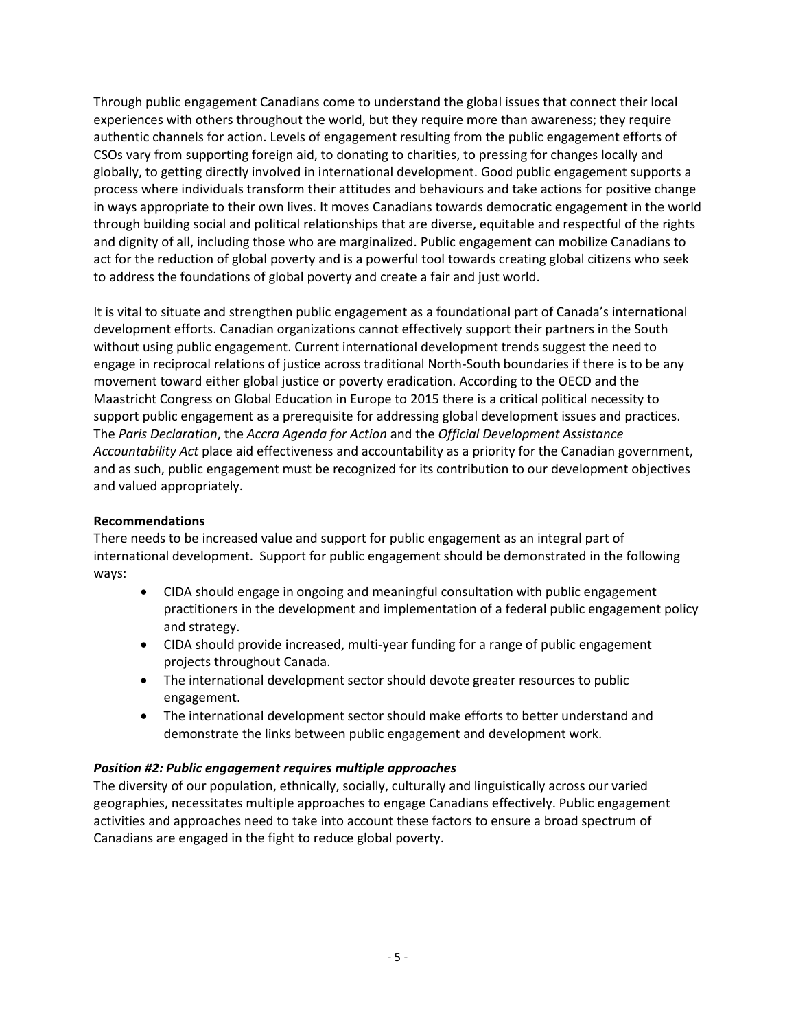Through public engagement Canadians come to understand the global issues that connect their local experiences with others throughout the world, but they require more than awareness; they require authentic channels for action. Levels of engagement resulting from the public engagement efforts of CSOs vary from supporting foreign aid, to donating to charities, to pressing for changes locally and globally, to getting directly involved in international development. Good public engagement supports a process where individuals transform their attitudes and behaviours and take actions for positive change in ways appropriate to their own lives. It moves Canadians towards democratic engagement in the world through building social and political relationships that are diverse, equitable and respectful of the rights and dignity of all, including those who are marginalized. Public engagement can mobilize Canadians to act for the reduction of global poverty and is a powerful tool towards creating global citizens who seek to address the foundations of global poverty and create a fair and just world.

It is vital to situate and strengthen public engagement as a foundational part of Canada's international development efforts. Canadian organizations cannot effectively support their partners in the South without using public engagement. Current international development trends suggest the need to engage in reciprocal relations of justice across traditional North-South boundaries if there is to be any movement toward either global justice or poverty eradication. According to the OECD and the Maastricht Congress on Global Education in Europe to 2015 there is a critical political necessity to support public engagement as a prerequisite for addressing global development issues and practices. The *Paris Declaration*, the *Accra Agenda for Action* and the *Official Development Assistance Accountability Act* place aid effectiveness and accountability as a priority for the Canadian government, and as such, public engagement must be recognized for its contribution to our development objectives and valued appropriately.

**Recommendations**

There needs to be increased value and support for public engagement as an integral part of international development. Support for public engagement should be demonstrated in the following ways:

- CIDA should engage in ongoing and meaningful consultation with public engagement practitioners in the development and implementation of a federal public engagement policy and strategy.
- CIDA should provide increased, multi-year funding for a range of public engagement projects throughout Canada.
- The international development sector should devote greater resources to public engagement.
- The international development sector should make efforts to better understand and demonstrate the links between public engagement and development work.

***Position #2: Public engagement requires multiple approaches***

The diversity of our population, ethnically, socially, culturally and linguistically across our varied geographies, necessitates multiple approaches to engage Canadians effectively. Public engagement activities and approaches need to take into account these factors to ensure a broad spectrum of Canadians are engaged in the fight to reduce global poverty.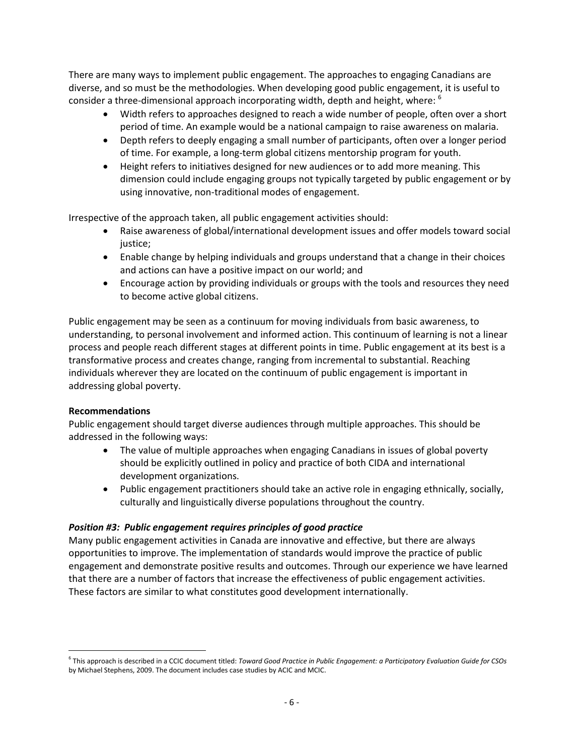There are many ways to implement public engagement. The approaches to engaging Canadians are diverse, and so must be the methodologies. When developing good public engagement, it is useful to consider a three-dimensional approach incorporating width, depth and height, where: [6]

- Width refers to approaches designed to reach a wide number of people, often over a short period of time. An example would be a national campaign to raise awareness on malaria.
- Depth refers to deeply engaging a small number of participants, often over a longer period of time. For example, a long-term global citizens mentorship program for youth.
- Height refers to initiatives designed for new audiences or to add more meaning. This dimension could include engaging groups not typically targeted by public engagement or by using innovative, non-traditional modes of engagement.

Irrespective of the approach taken, all public engagement activities should:

- Raise awareness of global/international development issues and offer models toward social justice;
- Enable change by helping individuals and groups understand that a change in their choices and actions can have a positive impact on our world; and
- Encourage action by providing individuals or groups with the tools and resources they need to become active global citizens.

Public engagement may be seen as a continuum for moving individuals from basic awareness, to understanding, to personal involvement and informed action. This continuum of learning is not a linear process and people reach different stages at different points in time. Public engagement at its best is a transformative process and creates change, ranging from incremental to substantial. Reaching individuals wherever they are located on the continuum of public engagement is important in addressing global poverty.

**Recommendations**

Public engagement should target diverse audiences through multiple approaches. This should be addressed in the following ways:

- The value of multiple approaches when engaging Canadians in issues of global poverty should be explicitly outlined in policy and practice of both CIDA and international development organizations.
- Public engagement practitioners should take an active role in engaging ethnically, socially, culturally and linguistically diverse populations throughout the country.

***Position #3: Public engagement requires principles of good practice***

Many public engagement activities in Canada are innovative and effective, but there are always opportunities to improve. The implementation of standards would improve the practice of public engagement and demonstrate positive results and outcomes. Through our experience we have learned that there are a number of factors that increase the effectiveness of public engagement activities. These factors are similar to what constitutes good development internationally.

---

[6] This approach is described in a CCIC document titled: *Toward Good Practice in Public Engagement: a Participatory Evaluation Guide for CSOs* by Michael Stephens, 2009. The document includes case studies by ACIC and MCIC.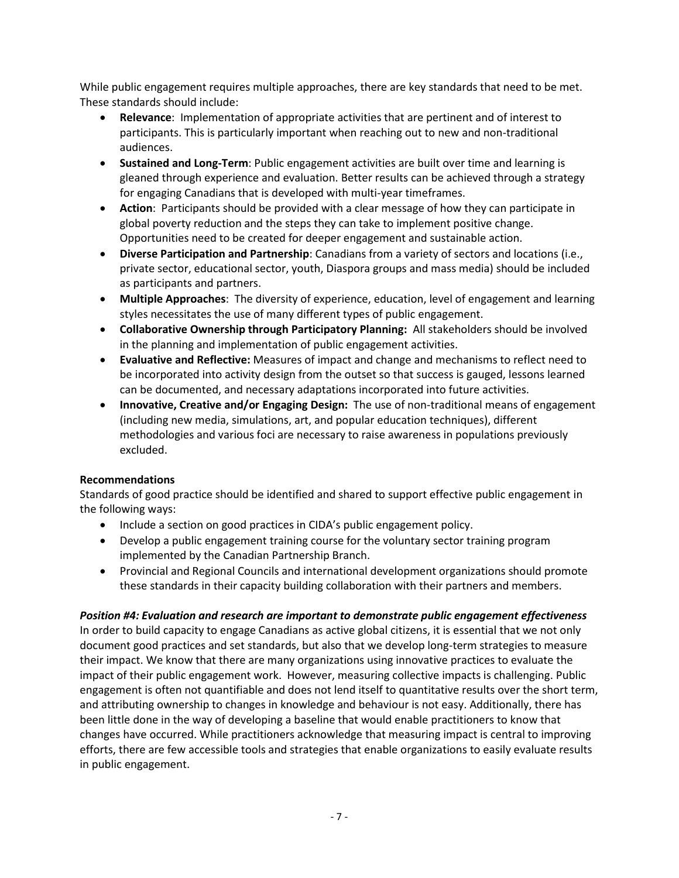While public engagement requires multiple approaches, there are key standards that need to be met. These standards should include:

- **Relevance**: Implementation of appropriate activities that are pertinent and of interest to participants. This is particularly important when reaching out to new and non-traditional audiences.
- **Sustained and Long-Term**: Public engagement activities are built over time and learning is gleaned through experience and evaluation. Better results can be achieved through a strategy for engaging Canadians that is developed with multi-year timeframes.
- **Action**: Participants should be provided with a clear message of how they can participate in global poverty reduction and the steps they can take to implement positive change. Opportunities need to be created for deeper engagement and sustainable action.
- **Diverse Participation and Partnership**: Canadians from a variety of sectors and locations (i.e., private sector, educational sector, youth, Diaspora groups and mass media) should be included as participants and partners.
- **Multiple Approaches**: The diversity of experience, education, level of engagement and learning styles necessitates the use of many different types of public engagement.
- **Collaborative Ownership through Participatory Planning:** All stakeholders should be involved in the planning and implementation of public engagement activities.
- **Evaluative and Reflective:** Measures of impact and change and mechanisms to reflect need to be incorporated into activity design from the outset so that success is gauged, lessons learned can be documented, and necessary adaptations incorporated into future activities.
- **Innovative, Creative and/or Engaging Design:** The use of non-traditional means of engagement (including new media, simulations, art, and popular education techniques), different methodologies and various foci are necessary to raise awareness in populations previously excluded.

**Recommendations**

Standards of good practice should be identified and shared to support effective public engagement in the following ways:

- Include a section on good practices in CIDA's public engagement policy.
- Develop a public engagement training course for the voluntary sector training program implemented by the Canadian Partnership Branch.
- Provincial and Regional Councils and international development organizations should promote these standards in their capacity building collaboration with their partners and members.

***Position #4: Evaluation and research are important to demonstrate public engagement effectiveness***

In order to build capacity to engage Canadians as active global citizens, it is essential that we not only document good practices and set standards, but also that we develop long-term strategies to measure their impact. We know that there are many organizations using innovative practices to evaluate the impact of their public engagement work. However, measuring collective impacts is challenging. Public engagement is often not quantifiable and does not lend itself to quantitative results over the short term, and attributing ownership to changes in knowledge and behaviour is not easy. Additionally, there has been little done in the way of developing a baseline that would enable practitioners to know that changes have occurred. While practitioners acknowledge that measuring impact is central to improving efforts, there are few accessible tools and strategies that enable organizations to easily evaluate results in public engagement.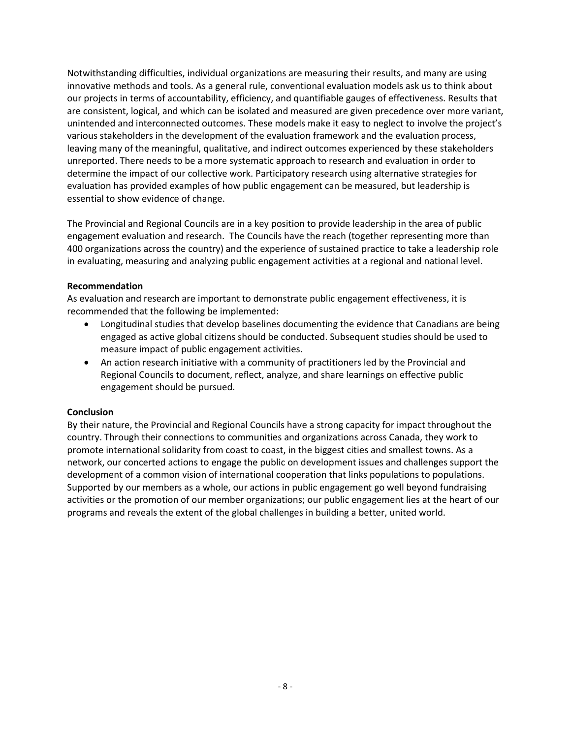Notwithstanding difficulties, individual organizations are measuring their results, and many are using innovative methods and tools. As a general rule, conventional evaluation models ask us to think about our projects in terms of accountability, efficiency, and quantifiable gauges of effectiveness. Results that are consistent, logical, and which can be isolated and measured are given precedence over more variant, unintended and interconnected outcomes. These models make it easy to neglect to involve the project's various stakeholders in the development of the evaluation framework and the evaluation process, leaving many of the meaningful, qualitative, and indirect outcomes experienced by these stakeholders unreported. There needs to be a more systematic approach to research and evaluation in order to determine the impact of our collective work. Participatory research using alternative strategies for evaluation has provided examples of how public engagement can be measured, but leadership is essential to show evidence of change.

The Provincial and Regional Councils are in a key position to provide leadership in the area of public engagement evaluation and research. The Councils have the reach (together representing more than 400 organizations across the country) and the experience of sustained practice to take a leadership role in evaluating, measuring and analyzing public engagement activities at a regional and national level.

**Recommendation**

As evaluation and research are important to demonstrate public engagement effectiveness, it is recommended that the following be implemented:

- Longitudinal studies that develop baselines documenting the evidence that Canadians are being engaged as active global citizens should be conducted. Subsequent studies should be used to measure impact of public engagement activities.
- An action research initiative with a community of practitioners led by the Provincial and Regional Councils to document, reflect, analyze, and share learnings on effective public engagement should be pursued.

**Conclusion**

By their nature, the Provincial and Regional Councils have a strong capacity for impact throughout the country. Through their connections to communities and organizations across Canada, they work to promote international solidarity from coast to coast, in the biggest cities and smallest towns. As a network, our concerted actions to engage the public on development issues and challenges support the development of a common vision of international cooperation that links populations to populations. Supported by our members as a whole, our actions in public engagement go well beyond fundraising activities or the promotion of our member organizations; our public engagement lies at the heart of our programs and reveals the extent of the global challenges in building a better, united world.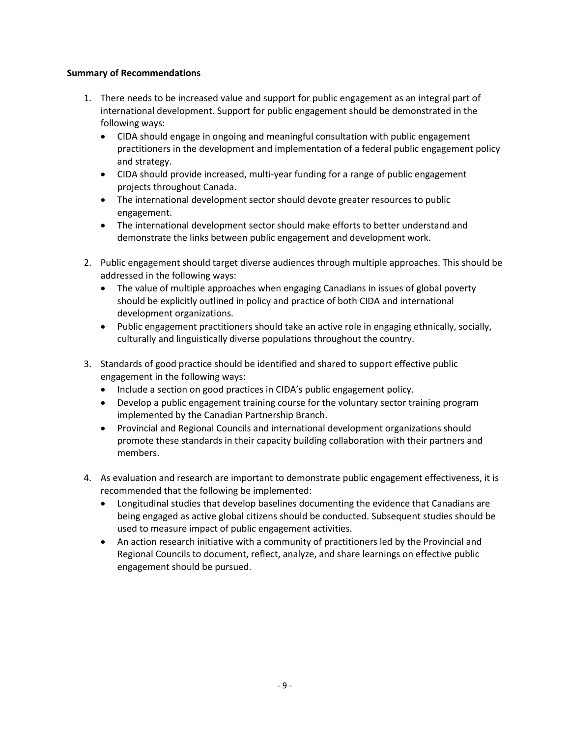**Summary of Recommendations**

1. There needs to be increased value and support for public engagement as an integral part of international development. Support for public engagement should be demonstrated in the following ways:
   - CIDA should engage in ongoing and meaningful consultation with public engagement practitioners in the development and implementation of a federal public engagement policy and strategy.
   - CIDA should provide increased, multi-year funding for a range of public engagement projects throughout Canada.
   - The international development sector should devote greater resources to public engagement.
   - The international development sector should make efforts to better understand and demonstrate the links between public engagement and development work.

2. Public engagement should target diverse audiences through multiple approaches. This should be addressed in the following ways:
   - The value of multiple approaches when engaging Canadians in issues of global poverty should be explicitly outlined in policy and practice of both CIDA and international development organizations.
   - Public engagement practitioners should take an active role in engaging ethnically, socially, culturally and linguistically diverse populations throughout the country.

3. Standards of good practice should be identified and shared to support effective public engagement in the following ways:
   - Include a section on good practices in CIDA's public engagement policy.
   - Develop a public engagement training course for the voluntary sector training program implemented by the Canadian Partnership Branch.
   - Provincial and Regional Councils and international development organizations should promote these standards in their capacity building collaboration with their partners and members.

4. As evaluation and research are important to demonstrate public engagement effectiveness, it is recommended that the following be implemented:
   - Longitudinal studies that develop baselines documenting the evidence that Canadians are being engaged as active global citizens should be conducted. Subsequent studies should be used to measure impact of public engagement activities.
   - An action research initiative with a community of practitioners led by the Provincial and Regional Councils to document, reflect, analyze, and share learnings on effective public engagement should be pursued.